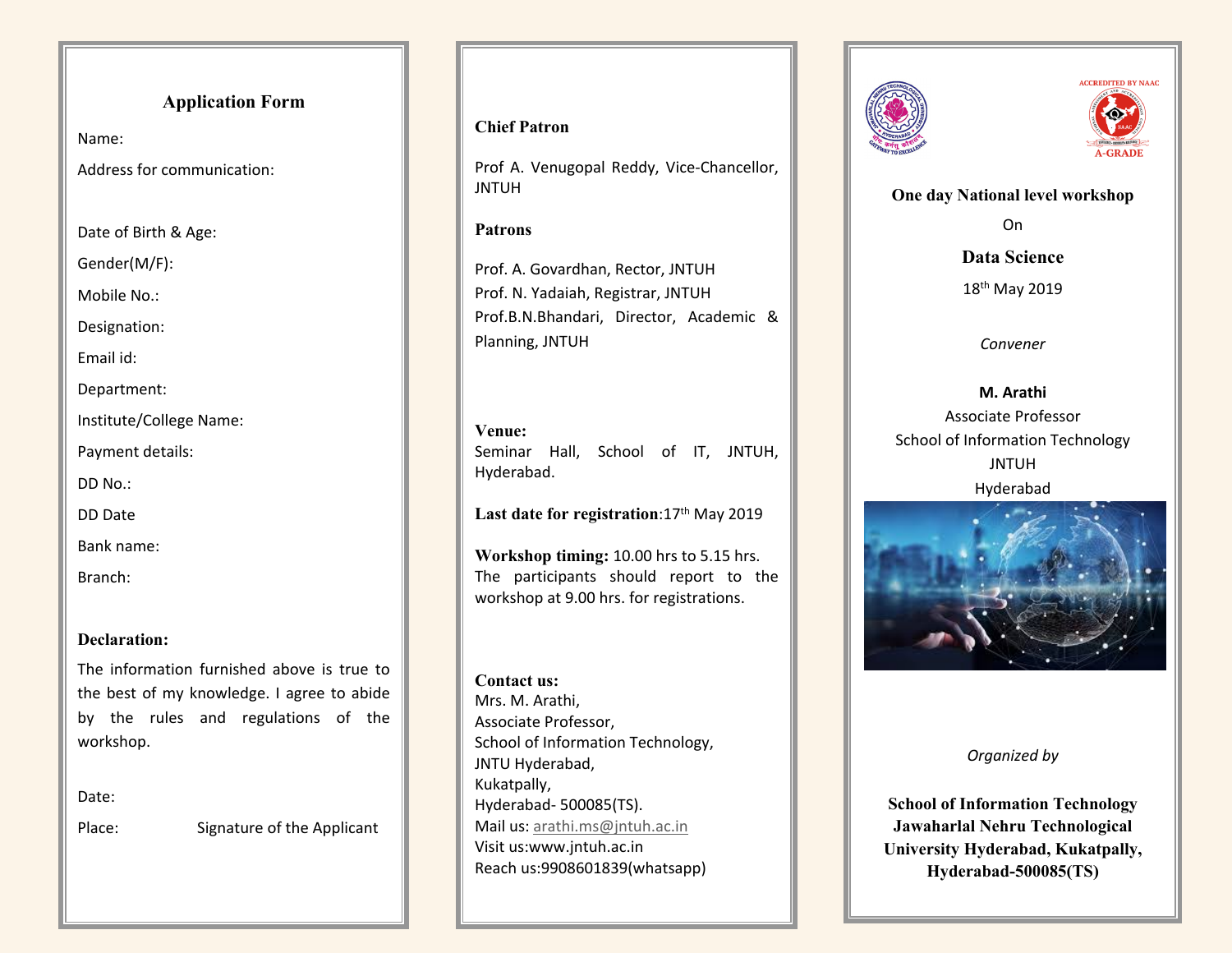## Application Form

Name:

Address for communication:

Date of Birth & Age:

Gender(M/F):

Mobile No.:

Designation:

Email id:

Department:

Institute/College Name:

Payment details:

DD No.:

DD Date

Bank name:

Branch:

**Declaration:**

The information furnished above is true to the best of my knowledge. I agree to abide by the rules and regulations of the workshop.

Date:

Place: Signature of the Applicant

**Chief Patron**

Prof A. Venugopal Reddy, Vice-Chancellor, JNTUH

**Patrons**

Prof. A. Govardhan, Rector, JNTUH
Prof. N. Yadaiah, Registrar, JNTUH
Prof.B.N.Bhandari, Director, Academic & Planning, JNTUH

**Venue:**
Seminar Hall, School of IT, JNTUH, Hyderabad.

**Last date for registration**:17th May 2019

**Workshop timing:** 10.00 hrs to 5.15 hrs.
The participants should report to the workshop at 9.00 hrs. for registrations.

**Contact us:**
Mrs. M. Arathi,
Associate Professor,
School of Information Technology,
JNTU Hyderabad,
Kukatpally,
Hyderabad- 500085(TS).
Mail us: arathi.ms@jntuh.ac.in
Visit us:www.jntuh.ac.in
Reach us:9908601839(whatsapp)

ACCREDITED BY NAAC
A-GRADE

**One day National level workshop**

On

## Data Science

18th May 2019

*Convener*

**M. Arathi**
Associate Professor
School of Information Technology
JNTUH
Hyderabad

*Organized by*

**School of Information Technology
Jawaharlal Nehru Technological University Hyderabad, Kukatpally, Hyderabad-500085(TS)**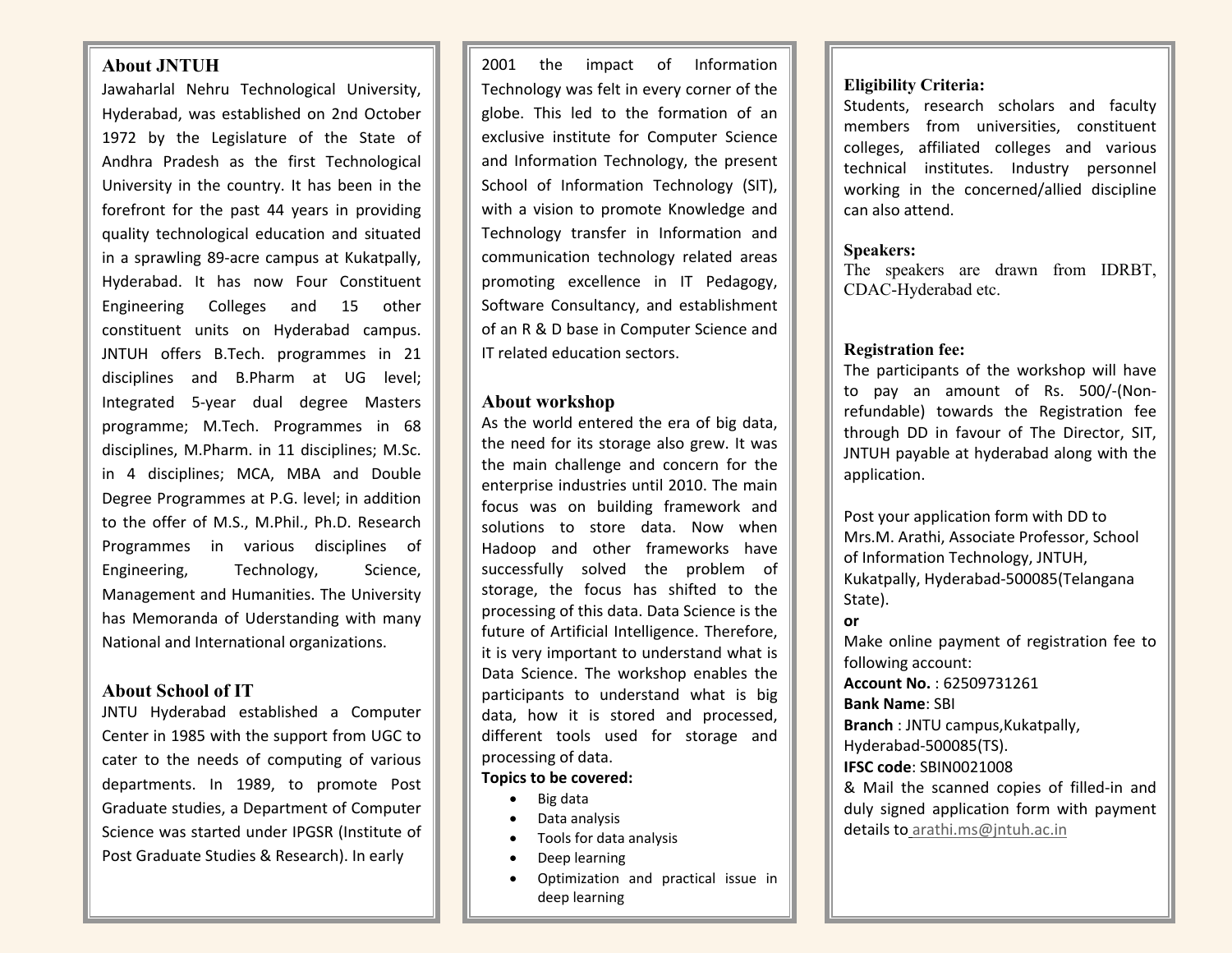## About JNTUH

Jawaharlal Nehru Technological University, Hyderabad, was established on 2nd October 1972 by the Legislature of the State of Andhra Pradesh as the first Technological University in the country. It has been in the forefront for the past 44 years in providing quality technological education and situated in a sprawling 89-acre campus at Kukatpally, Hyderabad. It has now Four Constituent Engineering Colleges and 15 other constituent units on Hyderabad campus. JNTUH offers B.Tech. programmes in 21 disciplines and B.Pharm at UG level; Integrated 5-year dual degree Masters programme; M.Tech. Programmes in 68 disciplines, M.Pharm. in 11 disciplines; M.Sc. in 4 disciplines; MCA, MBA and Double Degree Programmes at P.G. level; in addition to the offer of M.S., M.Phil., Ph.D. Research Programmes in various disciplines of Engineering, Technology, Science, Management and Humanities. The University has Memoranda of Uderstanding with many National and International organizations.

## About School of IT

JNTU Hyderabad established a Computer Center in 1985 with the support from UGC to cater to the needs of computing of various departments. In 1989, to promote Post Graduate studies, a Department of Computer Science was started under IPGSR (Institute of Post Graduate Studies & Research). In early 2001 the impact of Information Technology was felt in every corner of the globe. This led to the formation of an exclusive institute for Computer Science and Information Technology, the present School of Information Technology (SIT), with a vision to promote Knowledge and Technology transfer in Information and communication technology related areas promoting excellence in IT Pedagogy, Software Consultancy, and establishment of an R & D base in Computer Science and IT related education sectors.

## About workshop

As the world entered the era of big data, the need for its storage also grew. It was the main challenge and concern for the enterprise industries until 2010. The main focus was on building framework and solutions to store data. Now when Hadoop and other frameworks have successfully solved the problem of storage, the focus has shifted to the processing of this data. Data Science is the future of Artificial Intelligence. Therefore, it is very important to understand what is Data Science. The workshop enables the participants to understand what is big data, how it is stored and processed, different tools used for storage and processing of data.

**Topics to be covered:**

- Big data
- Data analysis
- Tools for data analysis
- Deep learning
- Optimization and practical issue in deep learning

## Eligibility Criteria:

Students, research scholars and faculty members from universities, constituent colleges, affiliated colleges and various technical institutes. Industry personnel working in the concerned/allied discipline can also attend.

## Speakers:

The speakers are drawn from IDRBT, CDAC-Hyderabad etc.

## Registration fee:

The participants of the workshop will have to pay an amount of Rs. 500/-(Non-refundable) towards the Registration fee through DD in favour of The Director, SIT, JNTUH payable at hyderabad along with the application.

Post your application form with DD to Mrs.M. Arathi, Associate Professor, School of Information Technology, JNTUH, Kukatpally, Hyderabad-500085(Telangana State).

**or**

Make online payment of registration fee to following account:

**Account No.** : 62509731261

**Bank Name**: SBI

**Branch** : JNTU campus,Kukatpally, Hyderabad-500085(TS).

**IFSC code**: SBIN0021008

& Mail the scanned copies of filled-in and duly signed application form with payment details to arathi.ms@jntuh.ac.in